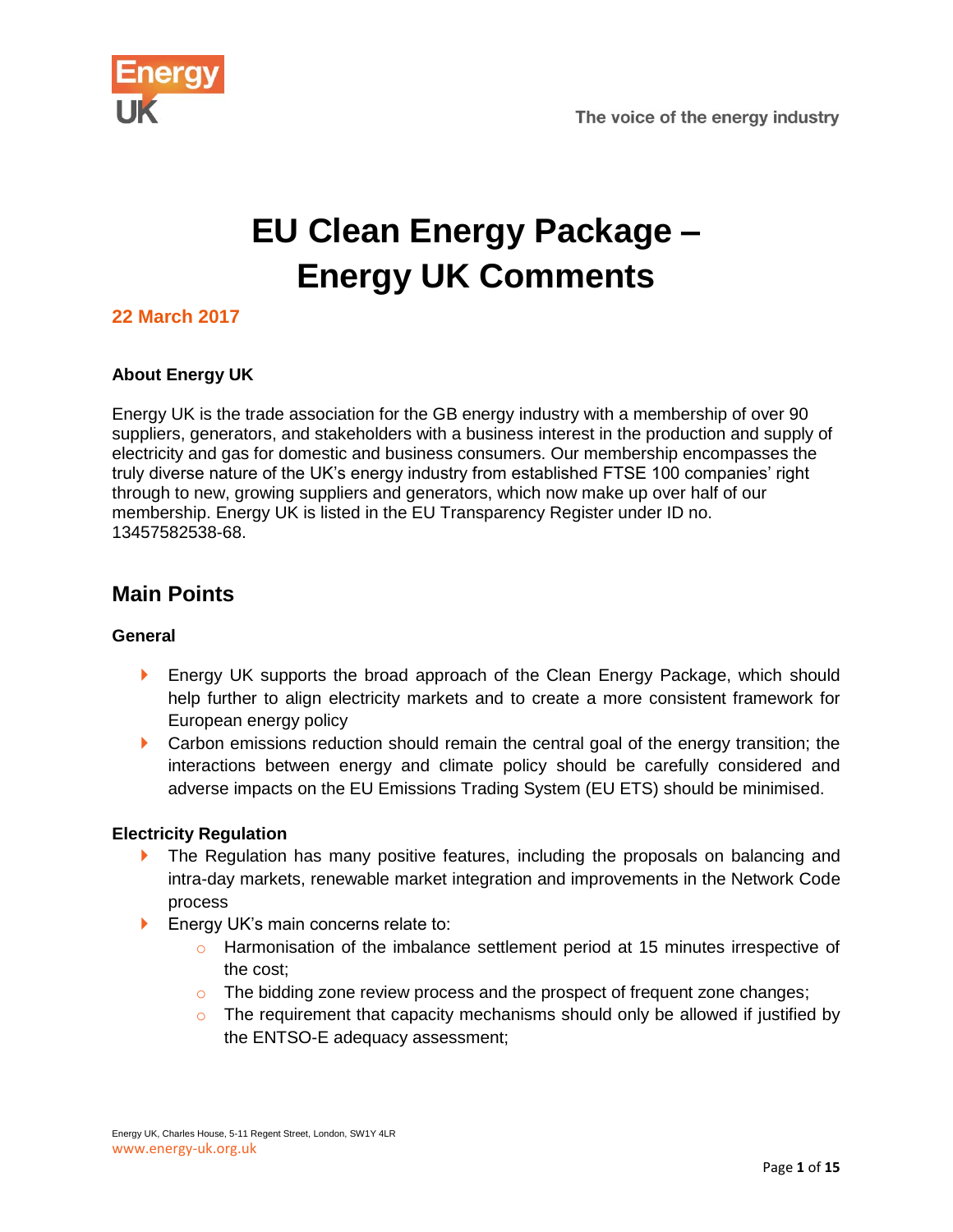# EU Clean Energy Package – Energy UK Comments

**22 March 2017**

### About Energy UK

Energy UK is the trade association for the GB energy industry with a membership of over 90 suppliers, generators, and stakeholders with a business interest in the production and supply of electricity and gas for domestic and business consumers. Our membership encompasses the truly diverse nature of the UK's energy industry from established FTSE 100 companies' right through to new, growing suppliers and generators, which now make up over half of our membership. Energy UK is listed in the EU Transparency Register under ID no. 13457582538-68.

## Main Points

### General

- Energy UK supports the broad approach of the Clean Energy Package, which should help further to align electricity markets and to create a more consistent framework for European energy policy
- Carbon emissions reduction should remain the central goal of the energy transition; the interactions between energy and climate policy should be carefully considered and adverse impacts on the EU Emissions Trading System (EU ETS) should be minimised.

### Electricity Regulation

- The Regulation has many positive features, including the proposals on balancing and intra-day markets, renewable market integration and improvements in the Network Code process
- Energy UK's main concerns relate to:
  - Harmonisation of the imbalance settlement period at 15 minutes irrespective of the cost;
  - The bidding zone review process and the prospect of frequent zone changes;
  - The requirement that capacity mechanisms should only be allowed if justified by the ENTSO-E adequacy assessment;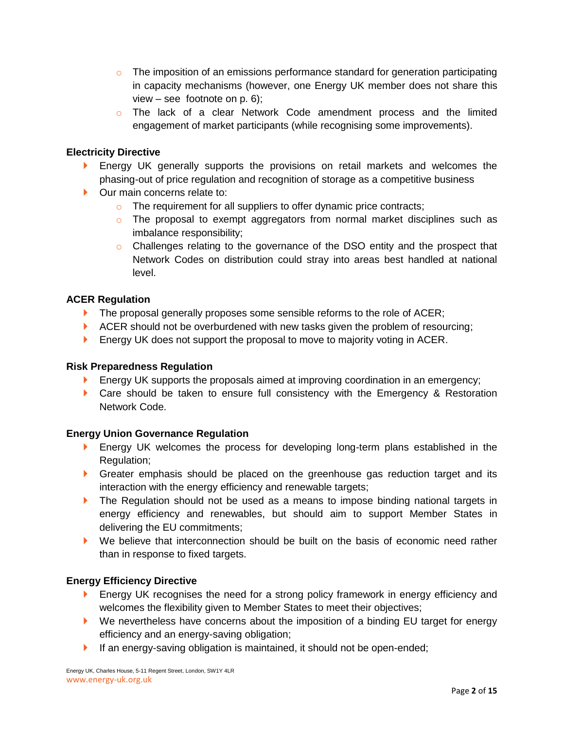- The imposition of an emissions performance standard for generation participating in capacity mechanisms (however, one Energy UK member does not share this view – see footnote on p. 6);
  - The lack of a clear Network Code amendment process and the limited engagement of market participants (while recognising some improvements).

**Electricity Directive**

- Energy UK generally supports the provisions on retail markets and welcomes the phasing-out of price regulation and recognition of storage as a competitive business
- Our main concerns relate to:
  - The requirement for all suppliers to offer dynamic price contracts;
  - The proposal to exempt aggregators from normal market disciplines such as imbalance responsibility;
  - Challenges relating to the governance of the DSO entity and the prospect that Network Codes on distribution could stray into areas best handled at national level.

**ACER Regulation**

- The proposal generally proposes some sensible reforms to the role of ACER;
- ACER should not be overburdened with new tasks given the problem of resourcing;
- Energy UK does not support the proposal to move to majority voting in ACER.

**Risk Preparedness Regulation**

- Energy UK supports the proposals aimed at improving coordination in an emergency;
- Care should be taken to ensure full consistency with the Emergency & Restoration Network Code.

**Energy Union Governance Regulation**

- Energy UK welcomes the process for developing long-term plans established in the Regulation;
- Greater emphasis should be placed on the greenhouse gas reduction target and its interaction with the energy efficiency and renewable targets;
- The Regulation should not be used as a means to impose binding national targets in energy efficiency and renewables, but should aim to support Member States in delivering the EU commitments;
- We believe that interconnection should be built on the basis of economic need rather than in response to fixed targets.

**Energy Efficiency Directive**

- Energy UK recognises the need for a strong policy framework in energy efficiency and welcomes the flexibility given to Member States to meet their objectives;
- We nevertheless have concerns about the imposition of a binding EU target for energy efficiency and an energy-saving obligation;
- If an energy-saving obligation is maintained, it should not be open-ended;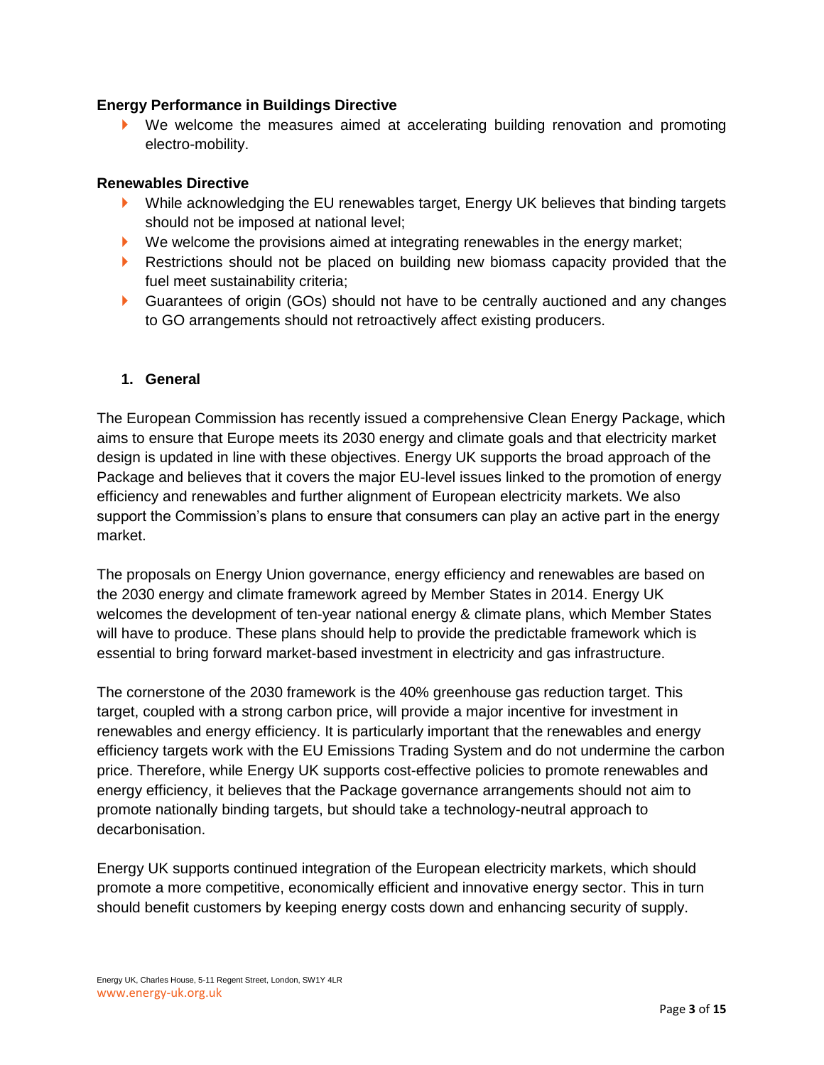**Energy Performance in Buildings Directive**

- We welcome the measures aimed at accelerating building renovation and promoting electro-mobility.

**Renewables Directive**

- While acknowledging the EU renewables target, Energy UK believes that binding targets should not be imposed at national level;
- We welcome the provisions aimed at integrating renewables in the energy market;
- Restrictions should not be placed on building new biomass capacity provided that the fuel meet sustainability criteria;
- Guarantees of origin (GOs) should not have to be centrally auctioned and any changes to GO arrangements should not retroactively affect existing producers.

## 1. General

The European Commission has recently issued a comprehensive Clean Energy Package, which aims to ensure that Europe meets its 2030 energy and climate goals and that electricity market design is updated in line with these objectives. Energy UK supports the broad approach of the Package and believes that it covers the major EU-level issues linked to the promotion of energy efficiency and renewables and further alignment of European electricity markets. We also support the Commission's plans to ensure that consumers can play an active part in the energy market.

The proposals on Energy Union governance, energy efficiency and renewables are based on the 2030 energy and climate framework agreed by Member States in 2014. Energy UK welcomes the development of ten-year national energy & climate plans, which Member States will have to produce. These plans should help to provide the predictable framework which is essential to bring forward market-based investment in electricity and gas infrastructure.

The cornerstone of the 2030 framework is the 40% greenhouse gas reduction target. This target, coupled with a strong carbon price, will provide a major incentive for investment in renewables and energy efficiency. It is particularly important that the renewables and energy efficiency targets work with the EU Emissions Trading System and do not undermine the carbon price. Therefore, while Energy UK supports cost-effective policies to promote renewables and energy efficiency, it believes that the Package governance arrangements should not aim to promote nationally binding targets, but should take a technology-neutral approach to decarbonisation.

Energy UK supports continued integration of the European electricity markets, which should promote a more competitive, economically efficient and innovative energy sector. This in turn should benefit customers by keeping energy costs down and enhancing security of supply.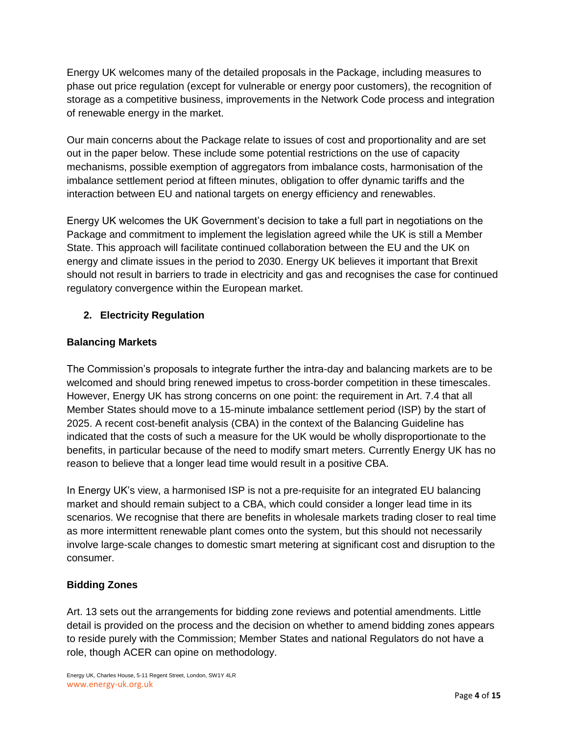Energy UK welcomes many of the detailed proposals in the Package, including measures to phase out price regulation (except for vulnerable or energy poor customers), the recognition of storage as a competitive business, improvements in the Network Code process and integration of renewable energy in the market.

Our main concerns about the Package relate to issues of cost and proportionality and are set out in the paper below. These include some potential restrictions on the use of capacity mechanisms, possible exemption of aggregators from imbalance costs, harmonisation of the imbalance settlement period at fifteen minutes, obligation to offer dynamic tariffs and the interaction between EU and national targets on energy efficiency and renewables.

Energy UK welcomes the UK Government's decision to take a full part in negotiations on the Package and commitment to implement the legislation agreed while the UK is still a Member State. This approach will facilitate continued collaboration between the EU and the UK on energy and climate issues in the period to 2030. Energy UK believes it important that Brexit should not result in barriers to trade in electricity and gas and recognises the case for continued regulatory convergence within the European market.

## 2. Electricity Regulation

### Balancing Markets

The Commission's proposals to integrate further the intra-day and balancing markets are to be welcomed and should bring renewed impetus to cross-border competition in these timescales. However, Energy UK has strong concerns on one point: the requirement in Art. 7.4 that all Member States should move to a 15-minute imbalance settlement period (ISP) by the start of 2025. A recent cost-benefit analysis (CBA) in the context of the Balancing Guideline has indicated that the costs of such a measure for the UK would be wholly disproportionate to the benefits, in particular because of the need to modify smart meters. Currently Energy UK has no reason to believe that a longer lead time would result in a positive CBA.

In Energy UK's view, a harmonised ISP is not a pre-requisite for an integrated EU balancing market and should remain subject to a CBA, which could consider a longer lead time in its scenarios. We recognise that there are benefits in wholesale markets trading closer to real time as more intermittent renewable plant comes onto the system, but this should not necessarily involve large-scale changes to domestic smart metering at significant cost and disruption to the consumer.

### Bidding Zones

Art. 13 sets out the arrangements for bidding zone reviews and potential amendments. Little detail is provided on the process and the decision on whether to amend bidding zones appears to reside purely with the Commission; Member States and national Regulators do not have a role, though ACER can opine on methodology.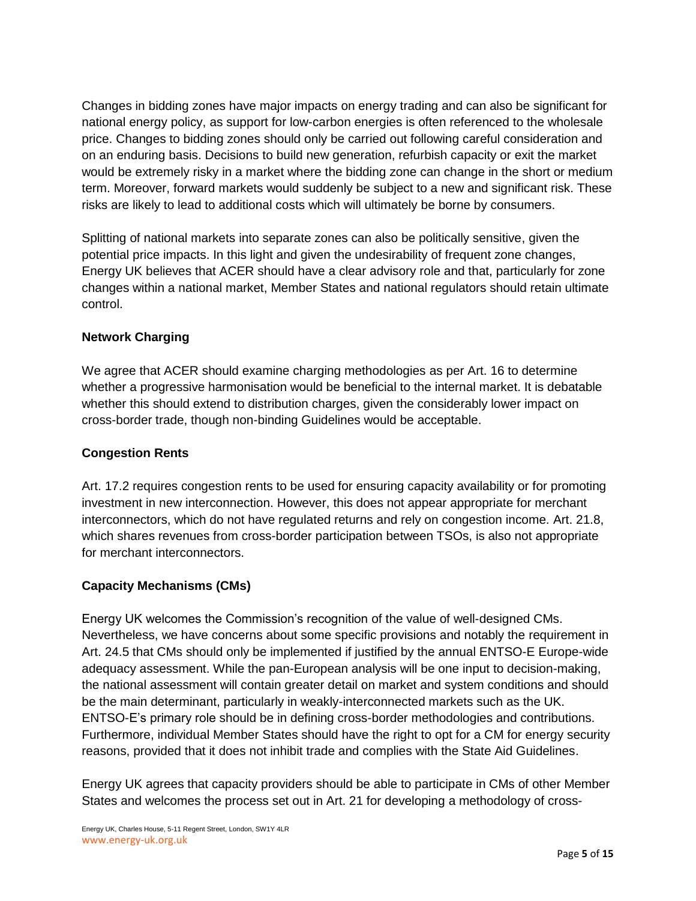Changes in bidding zones have major impacts on energy trading and can also be significant for national energy policy, as support for low-carbon energies is often referenced to the wholesale price. Changes to bidding zones should only be carried out following careful consideration and on an enduring basis. Decisions to build new generation, refurbish capacity or exit the market would be extremely risky in a market where the bidding zone can change in the short or medium term. Moreover, forward markets would suddenly be subject to a new and significant risk. These risks are likely to lead to additional costs which will ultimately be borne by consumers.

Splitting of national markets into separate zones can also be politically sensitive, given the potential price impacts. In this light and given the undesirability of frequent zone changes, Energy UK believes that ACER should have a clear advisory role and that, particularly for zone changes within a national market, Member States and national regulators should retain ultimate control.

**Network Charging**

We agree that ACER should examine charging methodologies as per Art. 16 to determine whether a progressive harmonisation would be beneficial to the internal market. It is debatable whether this should extend to distribution charges, given the considerably lower impact on cross-border trade, though non-binding Guidelines would be acceptable.

**Congestion Rents**

Art. 17.2 requires congestion rents to be used for ensuring capacity availability or for promoting investment in new interconnection. However, this does not appear appropriate for merchant interconnectors, which do not have regulated returns and rely on congestion income. Art. 21.8, which shares revenues from cross-border participation between TSOs, is also not appropriate for merchant interconnectors.

**Capacity Mechanisms (CMs)**

Energy UK welcomes the Commission's recognition of the value of well-designed CMs. Nevertheless, we have concerns about some specific provisions and notably the requirement in Art. 24.5 that CMs should only be implemented if justified by the annual ENTSO-E Europe-wide adequacy assessment. While the pan-European analysis will be one input to decision-making, the national assessment will contain greater detail on market and system conditions and should be the main determinant, particularly in weakly-interconnected markets such as the UK. ENTSO-E's primary role should be in defining cross-border methodologies and contributions. Furthermore, individual Member States should have the right to opt for a CM for energy security reasons, provided that it does not inhibit trade and complies with the State Aid Guidelines.

Energy UK agrees that capacity providers should be able to participate in CMs of other Member States and welcomes the process set out in Art. 21 for developing a methodology of cross-

Energy UK, Charles House, 5-11 Regent Street, London, SW1Y 4LR
www.energy-uk.org.uk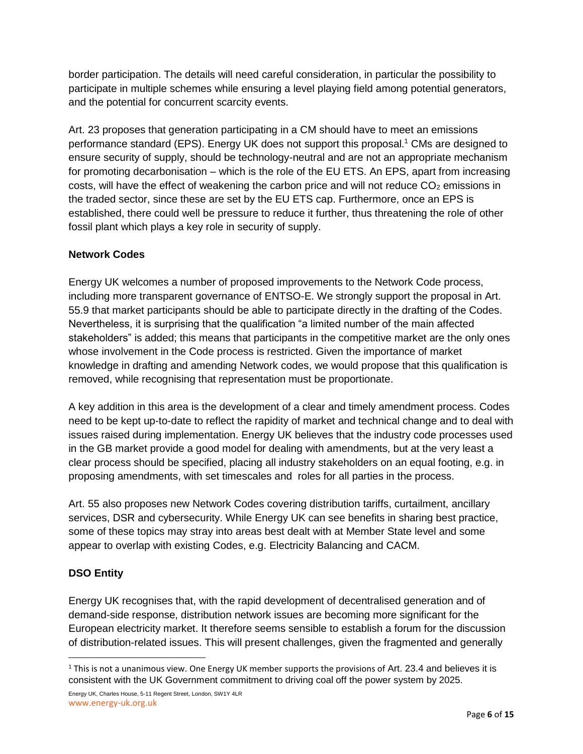border participation. The details will need careful consideration, in particular the possibility to participate in multiple schemes while ensuring a level playing field among potential generators, and the potential for concurrent scarcity events.

Art. 23 proposes that generation participating in a CM should have to meet an emissions performance standard (EPS). Energy UK does not support this proposal.[1] CMs are designed to ensure security of supply, should be technology-neutral and are not an appropriate mechanism for promoting decarbonisation – which is the role of the EU ETS. An EPS, apart from increasing costs, will have the effect of weakening the carbon price and will not reduce $CO_2$ emissions in the traded sector, since these are set by the EU ETS cap. Furthermore, once an EPS is established, there could well be pressure to reduce it further, thus threatening the role of other fossil plant which plays a key role in security of supply.

**Network Codes**

Energy UK welcomes a number of proposed improvements to the Network Code process, including more transparent governance of ENTSO-E. We strongly support the proposal in Art. 55.9 that market participants should be able to participate directly in the drafting of the Codes. Nevertheless, it is surprising that the qualification "a limited number of the main affected stakeholders" is added; this means that participants in the competitive market are the only ones whose involvement in the Code process is restricted. Given the importance of market knowledge in drafting and amending Network codes, we would propose that this qualification is removed, while recognising that representation must be proportionate.

A key addition in this area is the development of a clear and timely amendment process. Codes need to be kept up-to-date to reflect the rapidity of market and technical change and to deal with issues raised during implementation. Energy UK believes that the industry code processes used in the GB market provide a good model for dealing with amendments, but at the very least a clear process should be specified, placing all industry stakeholders on an equal footing, e.g. in proposing amendments, with set timescales and roles for all parties in the process.

Art. 55 also proposes new Network Codes covering distribution tariffs, curtailment, ancillary services, DSR and cybersecurity. While Energy UK can see benefits in sharing best practice, some of these topics may stray into areas best dealt with at Member State level and some appear to overlap with existing Codes, e.g. Electricity Balancing and CACM.

**DSO Entity**

Energy UK recognises that, with the rapid development of decentralised generation and of demand-side response, distribution network issues are becoming more significant for the European electricity market. It therefore seems sensible to establish a forum for the discussion of distribution-related issues. This will present challenges, given the fragmented and generally

---

[1] This is not a unanimous view. One Energy UK member supports the provisions of Art. 23.4 and believes it is consistent with the UK Government commitment to driving coal off the power system by 2025.

Energy UK, Charles House, 5-11 Regent Street, London, SW1Y 4LR
www.energy-uk.org.uk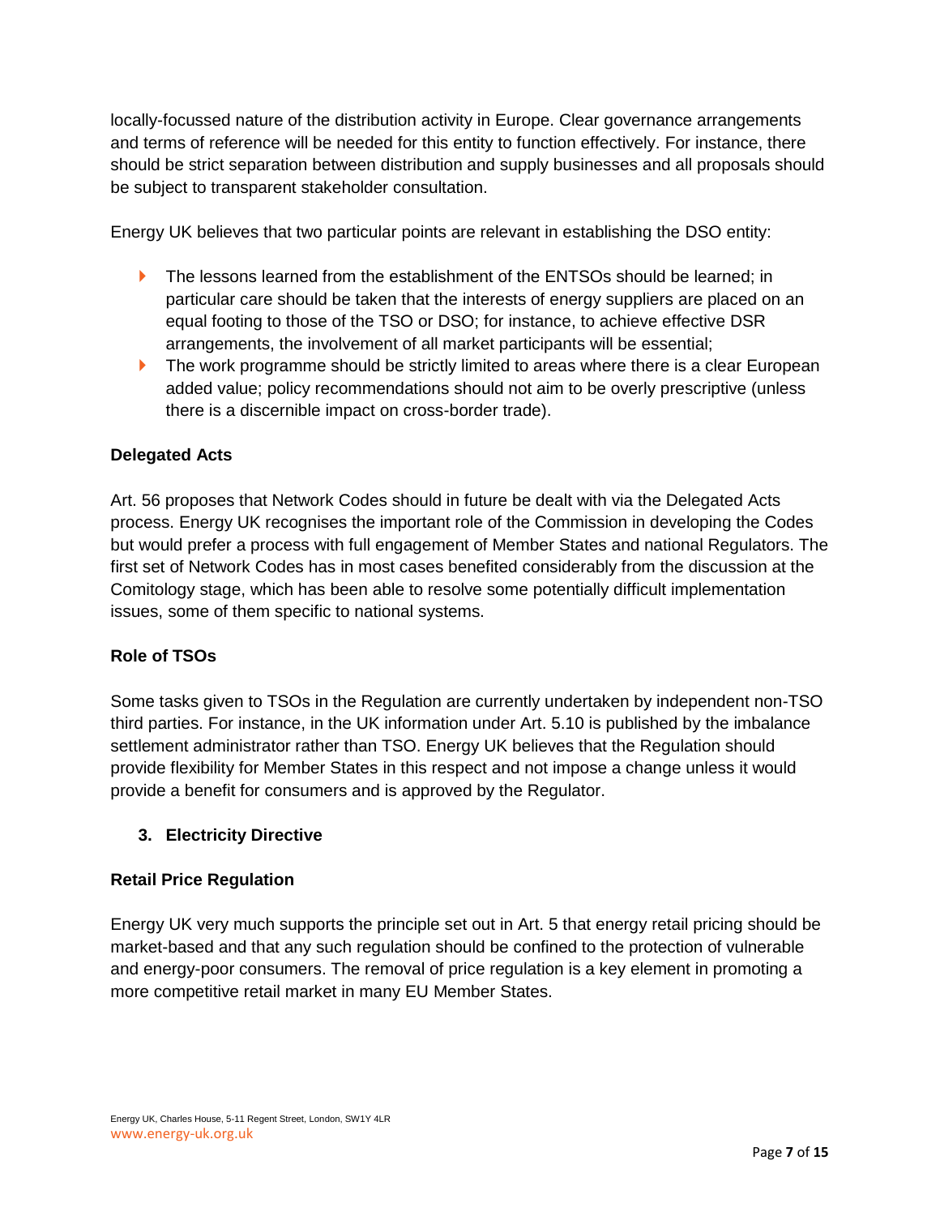locally-focussed nature of the distribution activity in Europe. Clear governance arrangements and terms of reference will be needed for this entity to function effectively. For instance, there should be strict separation between distribution and supply businesses and all proposals should be subject to transparent stakeholder consultation.

Energy UK believes that two particular points are relevant in establishing the DSO entity:

- The lessons learned from the establishment of the ENTSOs should be learned; in particular care should be taken that the interests of energy suppliers are placed on an equal footing to those of the TSO or DSO; for instance, to achieve effective DSR arrangements, the involvement of all market participants will be essential;
- The work programme should be strictly limited to areas where there is a clear European added value; policy recommendations should not aim to be overly prescriptive (unless there is a discernible impact on cross-border trade).

**Delegated Acts**

Art. 56 proposes that Network Codes should in future be dealt with via the Delegated Acts process. Energy UK recognises the important role of the Commission in developing the Codes but would prefer a process with full engagement of Member States and national Regulators. The first set of Network Codes has in most cases benefited considerably from the discussion at the Comitology stage, which has been able to resolve some potentially difficult implementation issues, some of them specific to national systems.

**Role of TSOs**

Some tasks given to TSOs in the Regulation are currently undertaken by independent non-TSO third parties. For instance, in the UK information under Art. 5.10 is published by the imbalance settlement administrator rather than TSO. Energy UK believes that the Regulation should provide flexibility for Member States in this respect and not impose a change unless it would provide a benefit for consumers and is approved by the Regulator.

## 3. Electricity Directive

**Retail Price Regulation**

Energy UK very much supports the principle set out in Art. 5 that energy retail pricing should be market-based and that any such regulation should be confined to the protection of vulnerable and energy-poor consumers. The removal of price regulation is a key element in promoting a more competitive retail market in many EU Member States.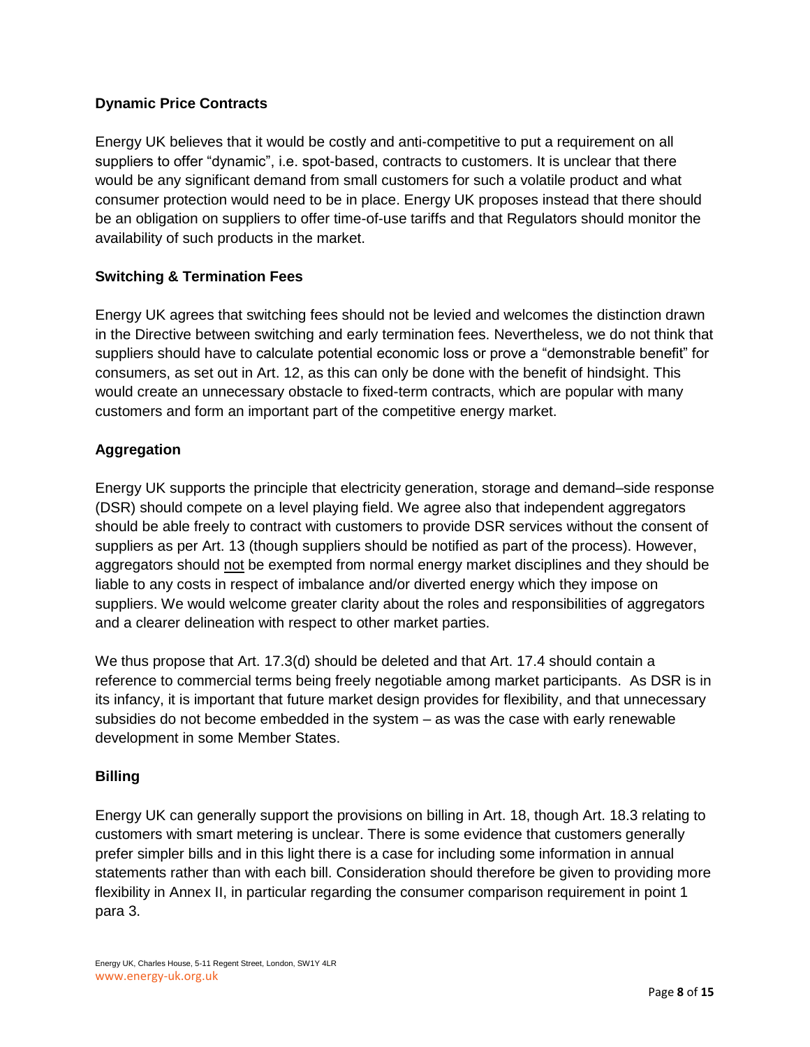### Dynamic Price Contracts

Energy UK believes that it would be costly and anti-competitive to put a requirement on all suppliers to offer "dynamic", i.e. spot-based, contracts to customers. It is unclear that there would be any significant demand from small customers for such a volatile product and what consumer protection would need to be in place. Energy UK proposes instead that there should be an obligation on suppliers to offer time-of-use tariffs and that Regulators should monitor the availability of such products in the market.

### Switching & Termination Fees

Energy UK agrees that switching fees should not be levied and welcomes the distinction drawn in the Directive between switching and early termination fees. Nevertheless, we do not think that suppliers should have to calculate potential economic loss or prove a "demonstrable benefit" for consumers, as set out in Art. 12, as this can only be done with the benefit of hindsight. This would create an unnecessary obstacle to fixed-term contracts, which are popular with many customers and form an important part of the competitive energy market.

### Aggregation

Energy UK supports the principle that electricity generation, storage and demand–side response (DSR) should compete on a level playing field. We agree also that independent aggregators should be able freely to contract with customers to provide DSR services without the consent of suppliers as per Art. 13 (though suppliers should be notified as part of the process). However, aggregators should <u>not</u> be exempted from normal energy market disciplines and they should be liable to any costs in respect of imbalance and/or diverted energy which they impose on suppliers. We would welcome greater clarity about the roles and responsibilities of aggregators and a clearer delineation with respect to other market parties.

We thus propose that Art. 17.3(d) should be deleted and that Art. 17.4 should contain a reference to commercial terms being freely negotiable among market participants. As DSR is in its infancy, it is important that future market design provides for flexibility, and that unnecessary subsidies do not become embedded in the system – as was the case with early renewable development in some Member States.

### Billing

Energy UK can generally support the provisions on billing in Art. 18, though Art. 18.3 relating to customers with smart metering is unclear. There is some evidence that customers generally prefer simpler bills and in this light there is a case for including some information in annual statements rather than with each bill. Consideration should therefore be given to providing more flexibility in Annex II, in particular regarding the consumer comparison requirement in point 1 para 3.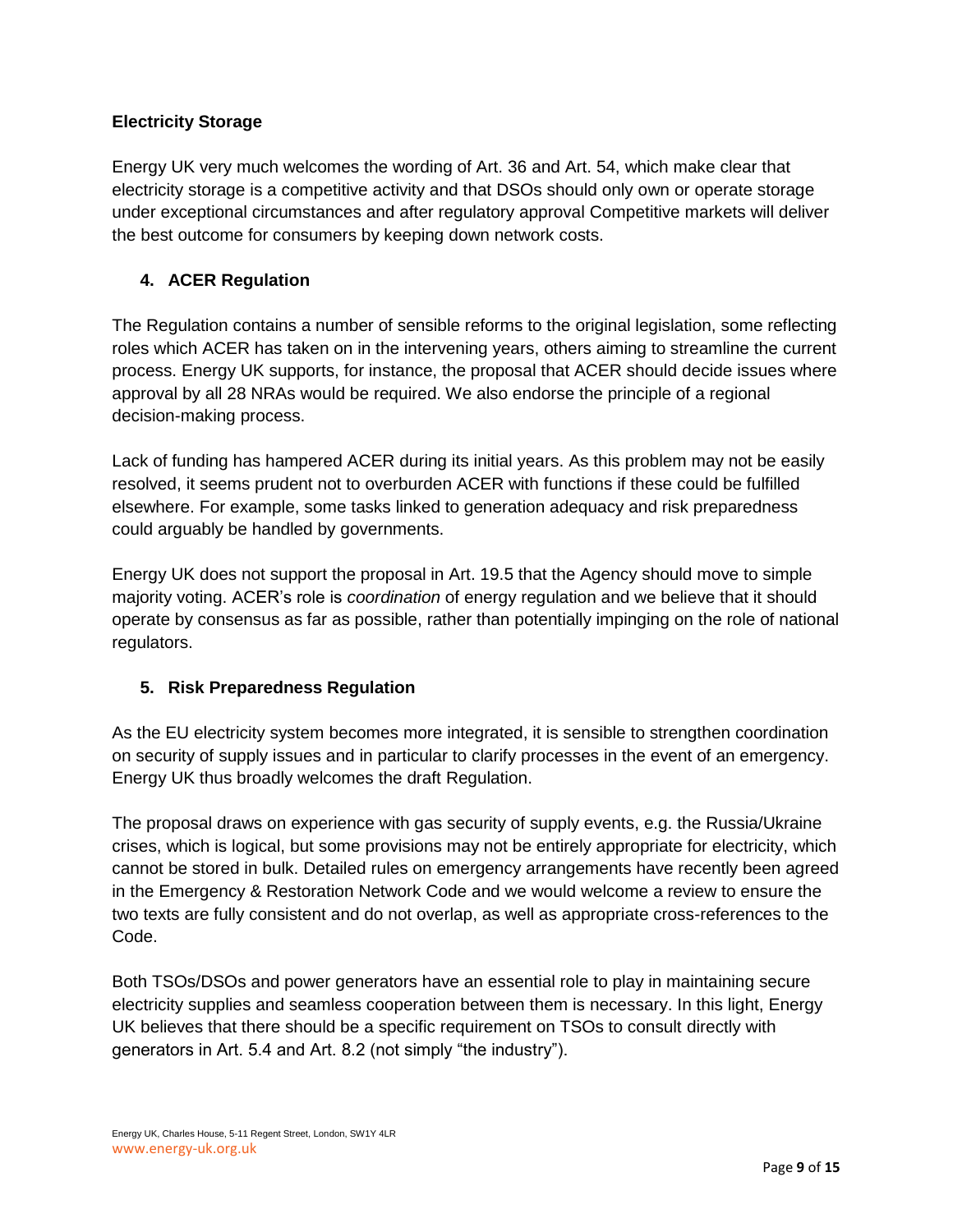### Electricity Storage

Energy UK very much welcomes the wording of Art. 36 and Art. 54, which make clear that electricity storage is a competitive activity and that DSOs should only own or operate storage under exceptional circumstances and after regulatory approval Competitive markets will deliver the best outcome for consumers by keeping down network costs.

## 4. ACER Regulation

The Regulation contains a number of sensible reforms to the original legislation, some reflecting roles which ACER has taken on in the intervening years, others aiming to streamline the current process. Energy UK supports, for instance, the proposal that ACER should decide issues where approval by all 28 NRAs would be required. We also endorse the principle of a regional decision-making process.

Lack of funding has hampered ACER during its initial years. As this problem may not be easily resolved, it seems prudent not to overburden ACER with functions if these could be fulfilled elsewhere. For example, some tasks linked to generation adequacy and risk preparedness could arguably be handled by governments.

Energy UK does not support the proposal in Art. 19.5 that the Agency should move to simple majority voting. ACER's role is *coordination* of energy regulation and we believe that it should operate by consensus as far as possible, rather than potentially impinging on the role of national regulators.

## 5. Risk Preparedness Regulation

As the EU electricity system becomes more integrated, it is sensible to strengthen coordination on security of supply issues and in particular to clarify processes in the event of an emergency. Energy UK thus broadly welcomes the draft Regulation.

The proposal draws on experience with gas security of supply events, e.g. the Russia/Ukraine crises, which is logical, but some provisions may not be entirely appropriate for electricity, which cannot be stored in bulk. Detailed rules on emergency arrangements have recently been agreed in the Emergency & Restoration Network Code and we would welcome a review to ensure the two texts are fully consistent and do not overlap, as well as appropriate cross-references to the Code.

Both TSOs/DSOs and power generators have an essential role to play in maintaining secure electricity supplies and seamless cooperation between them is necessary. In this light, Energy UK believes that there should be a specific requirement on TSOs to consult directly with generators in Art. 5.4 and Art. 8.2 (not simply "the industry").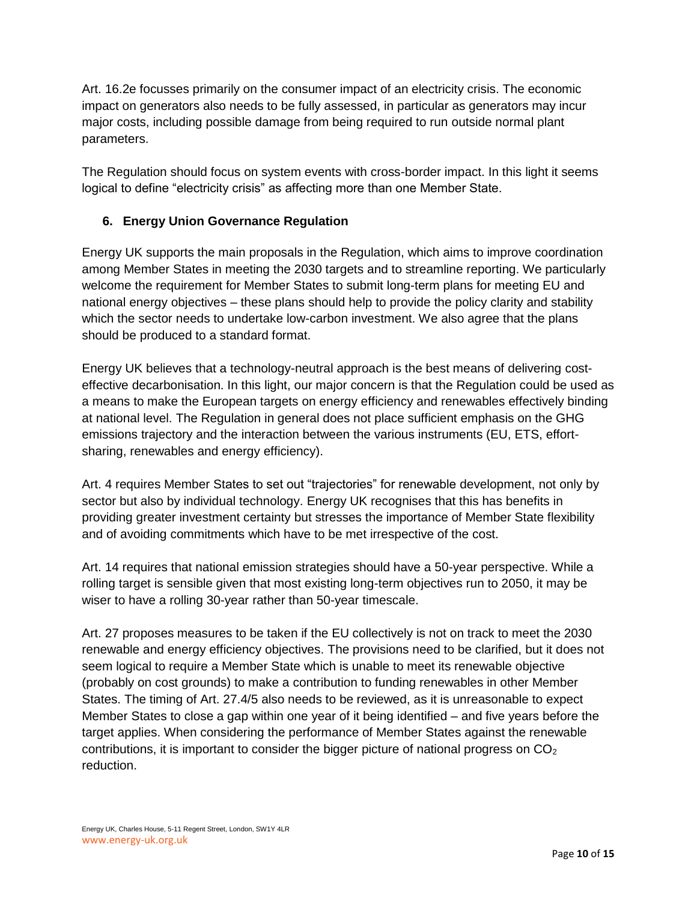Art. 16.2e focusses primarily on the consumer impact of an electricity crisis. The economic impact on generators also needs to be fully assessed, in particular as generators may incur major costs, including possible damage from being required to run outside normal plant parameters.

The Regulation should focus on system events with cross-border impact. In this light it seems logical to define "electricity crisis" as affecting more than one Member State.

## 6. Energy Union Governance Regulation

Energy UK supports the main proposals in the Regulation, which aims to improve coordination among Member States in meeting the 2030 targets and to streamline reporting. We particularly welcome the requirement for Member States to submit long-term plans for meeting EU and national energy objectives – these plans should help to provide the policy clarity and stability which the sector needs to undertake low-carbon investment. We also agree that the plans should be produced to a standard format.

Energy UK believes that a technology-neutral approach is the best means of delivering cost-effective decarbonisation. In this light, our major concern is that the Regulation could be used as a means to make the European targets on energy efficiency and renewables effectively binding at national level. The Regulation in general does not place sufficient emphasis on the GHG emissions trajectory and the interaction between the various instruments (EU, ETS, effort-sharing, renewables and energy efficiency).

Art. 4 requires Member States to set out "trajectories" for renewable development, not only by sector but also by individual technology. Energy UK recognises that this has benefits in providing greater investment certainty but stresses the importance of Member State flexibility and of avoiding commitments which have to be met irrespective of the cost.

Art. 14 requires that national emission strategies should have a 50-year perspective. While a rolling target is sensible given that most existing long-term objectives run to 2050, it may be wiser to have a rolling 30-year rather than 50-year timescale.

Art. 27 proposes measures to be taken if the EU collectively is not on track to meet the 2030 renewable and energy efficiency objectives. The provisions need to be clarified, but it does not seem logical to require a Member State which is unable to meet its renewable objective (probably on cost grounds) to make a contribution to funding renewables in other Member States. The timing of Art. 27.4/5 also needs to be reviewed, as it is unreasonable to expect Member States to close a gap within one year of it being identified – and five years before the target applies. When considering the performance of Member States against the renewable contributions, it is important to consider the bigger picture of national progress on $CO_2$ reduction.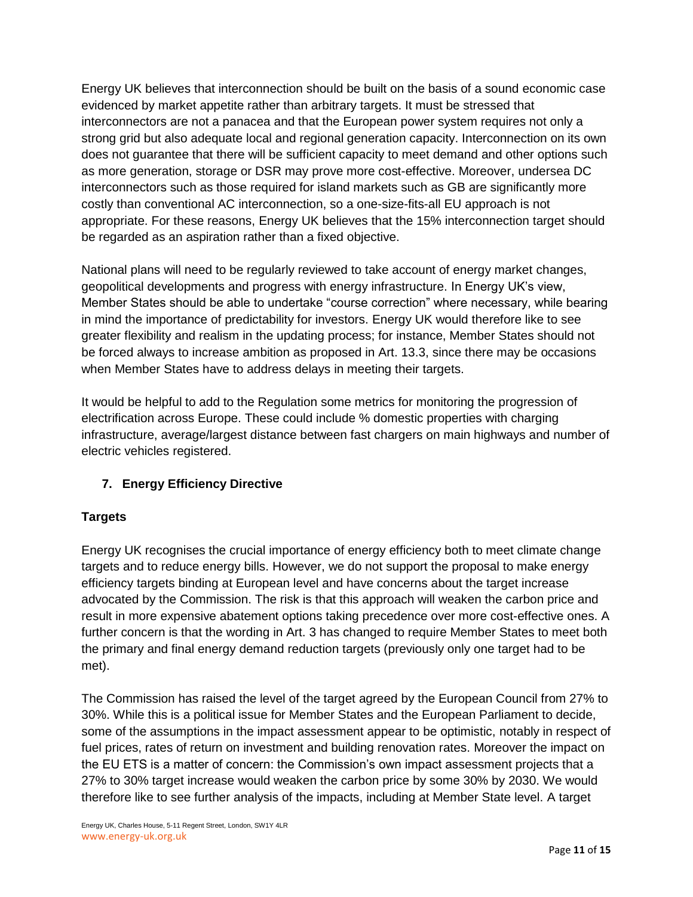Energy UK believes that interconnection should be built on the basis of a sound economic case evidenced by market appetite rather than arbitrary targets. It must be stressed that interconnectors are not a panacea and that the European power system requires not only a strong grid but also adequate local and regional generation capacity. Interconnection on its own does not guarantee that there will be sufficient capacity to meet demand and other options such as more generation, storage or DSR may prove more cost-effective. Moreover, undersea DC interconnectors such as those required for island markets such as GB are significantly more costly than conventional AC interconnection, so a one-size-fits-all EU approach is not appropriate. For these reasons, Energy UK believes that the 15% interconnection target should be regarded as an aspiration rather than a fixed objective.

National plans will need to be regularly reviewed to take account of energy market changes, geopolitical developments and progress with energy infrastructure. In Energy UK's view, Member States should be able to undertake "course correction" where necessary, while bearing in mind the importance of predictability for investors. Energy UK would therefore like to see greater flexibility and realism in the updating process; for instance, Member States should not be forced always to increase ambition as proposed in Art. 13.3, since there may be occasions when Member States have to address delays in meeting their targets.

It would be helpful to add to the Regulation some metrics for monitoring the progression of electrification across Europe. These could include % domestic properties with charging infrastructure, average/largest distance between fast chargers on main highways and number of electric vehicles registered.

## 7. Energy Efficiency Directive

### Targets

Energy UK recognises the crucial importance of energy efficiency both to meet climate change targets and to reduce energy bills. However, we do not support the proposal to make energy efficiency targets binding at European level and have concerns about the target increase advocated by the Commission. The risk is that this approach will weaken the carbon price and result in more expensive abatement options taking precedence over more cost-effective ones. A further concern is that the wording in Art. 3 has changed to require Member States to meet both the primary and final energy demand reduction targets (previously only one target had to be met).

The Commission has raised the level of the target agreed by the European Council from 27% to 30%. While this is a political issue for Member States and the European Parliament to decide, some of the assumptions in the impact assessment appear to be optimistic, notably in respect of fuel prices, rates of return on investment and building renovation rates. Moreover the impact on the EU ETS is a matter of concern: the Commission's own impact assessment projects that a 27% to 30% target increase would weaken the carbon price by some 30% by 2030. We would therefore like to see further analysis of the impacts, including at Member State level. A target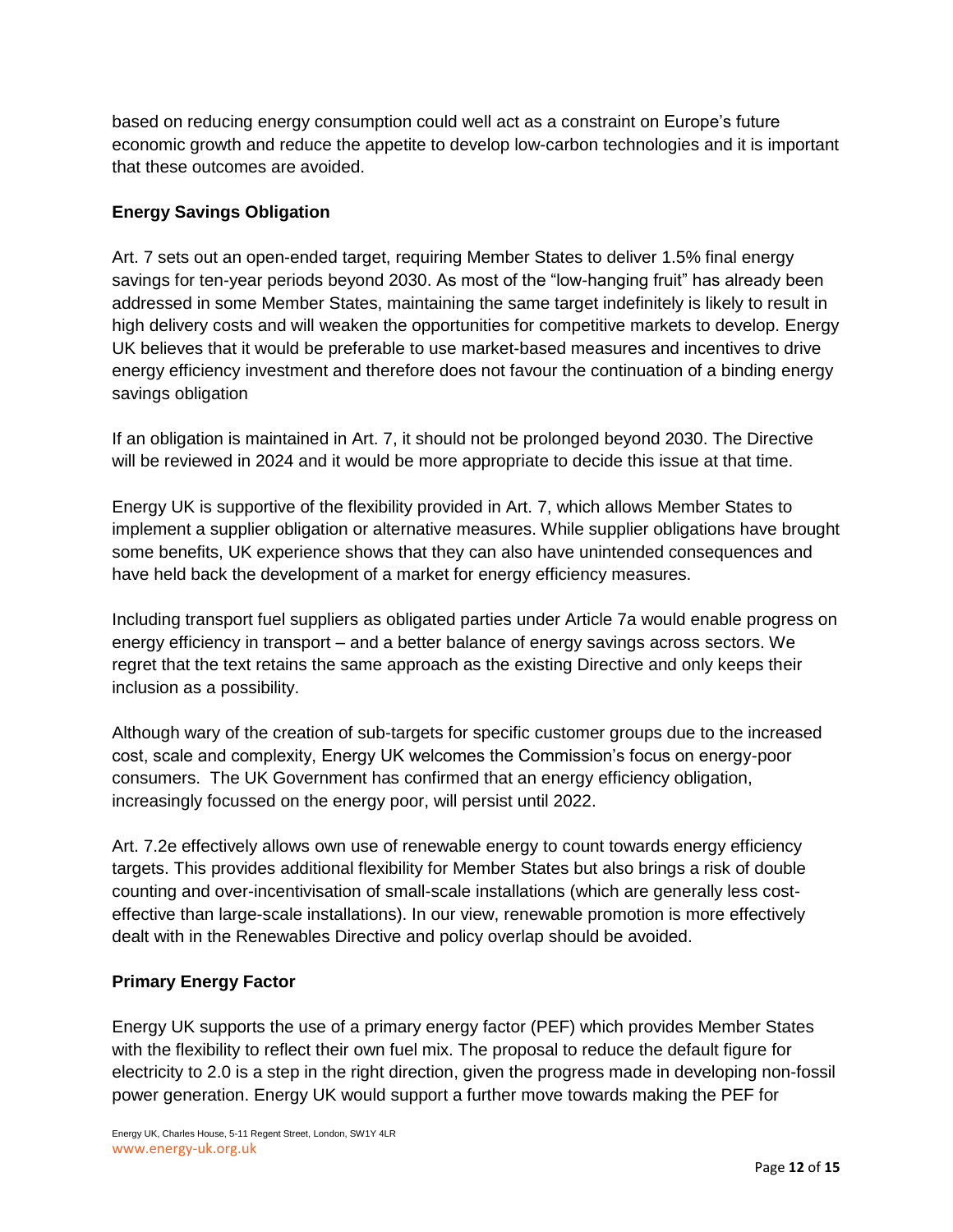based on reducing energy consumption could well act as a constraint on Europe's future economic growth and reduce the appetite to develop low-carbon technologies and it is important that these outcomes are avoided.

**Energy Savings Obligation**

Art. 7 sets out an open-ended target, requiring Member States to deliver 1.5% final energy savings for ten-year periods beyond 2030. As most of the "low-hanging fruit" has already been addressed in some Member States, maintaining the same target indefinitely is likely to result in high delivery costs and will weaken the opportunities for competitive markets to develop. Energy UK believes that it would be preferable to use market-based measures and incentives to drive energy efficiency investment and therefore does not favour the continuation of a binding energy savings obligation

If an obligation is maintained in Art. 7, it should not be prolonged beyond 2030. The Directive will be reviewed in 2024 and it would be more appropriate to decide this issue at that time.

Energy UK is supportive of the flexibility provided in Art. 7, which allows Member States to implement a supplier obligation or alternative measures. While supplier obligations have brought some benefits, UK experience shows that they can also have unintended consequences and have held back the development of a market for energy efficiency measures.

Including transport fuel suppliers as obligated parties under Article 7a would enable progress on energy efficiency in transport – and a better balance of energy savings across sectors. We regret that the text retains the same approach as the existing Directive and only keeps their inclusion as a possibility.

Although wary of the creation of sub-targets for specific customer groups due to the increased cost, scale and complexity, Energy UK welcomes the Commission's focus on energy-poor consumers. The UK Government has confirmed that an energy efficiency obligation, increasingly focussed on the energy poor, will persist until 2022.

Art. 7.2e effectively allows own use of renewable energy to count towards energy efficiency targets. This provides additional flexibility for Member States but also brings a risk of double counting and over-incentivisation of small-scale installations (which are generally less cost-effective than large-scale installations). In our view, renewable promotion is more effectively dealt with in the Renewables Directive and policy overlap should be avoided.

**Primary Energy Factor**

Energy UK supports the use of a primary energy factor (PEF) which provides Member States with the flexibility to reflect their own fuel mix. The proposal to reduce the default figure for electricity to 2.0 is a step in the right direction, given the progress made in developing non-fossil power generation. Energy UK would support a further move towards making the PEF for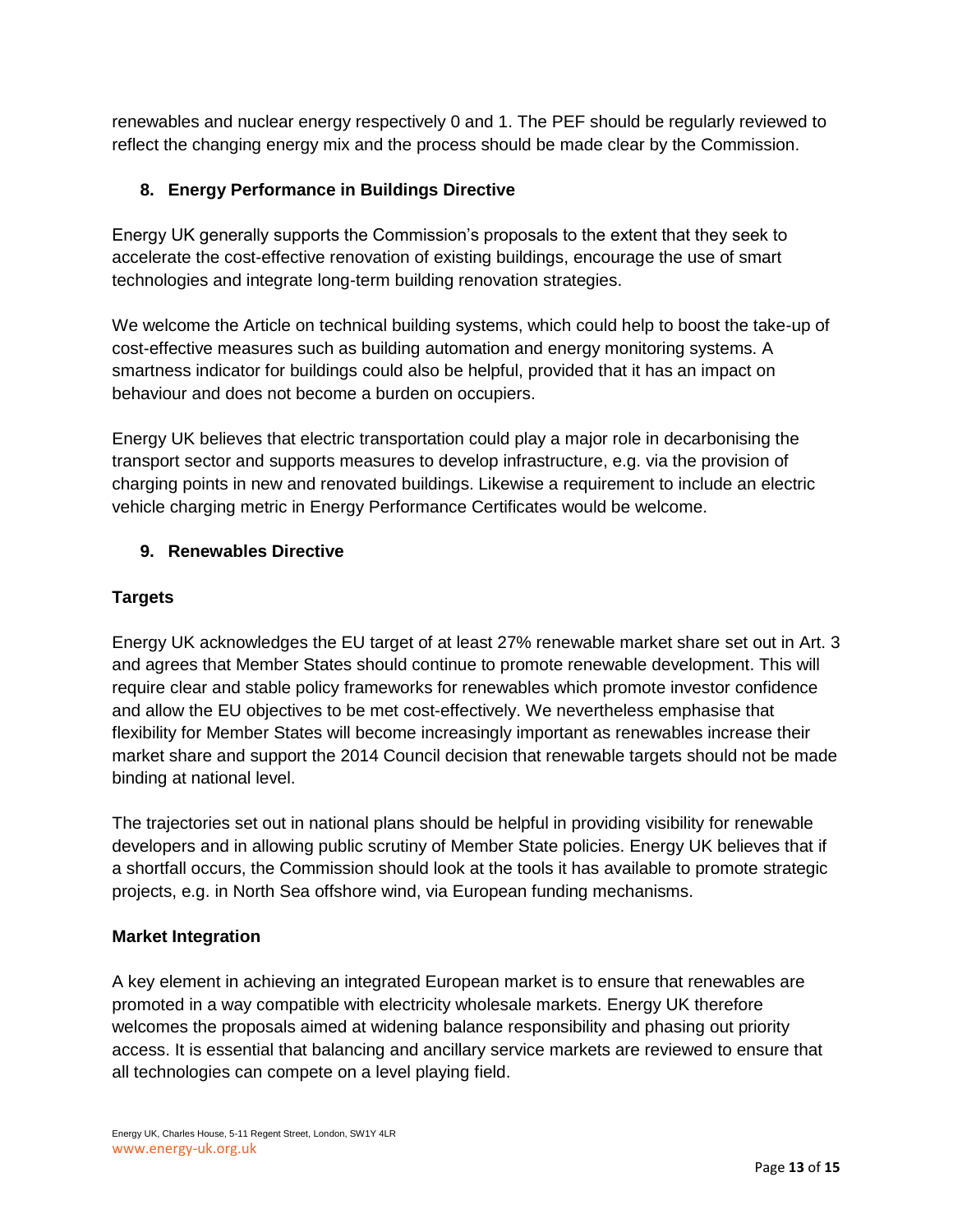renewables and nuclear energy respectively 0 and 1. The PEF should be regularly reviewed to reflect the changing energy mix and the process should be made clear by the Commission.

## 8. Energy Performance in Buildings Directive

Energy UK generally supports the Commission's proposals to the extent that they seek to accelerate the cost-effective renovation of existing buildings, encourage the use of smart technologies and integrate long-term building renovation strategies.

We welcome the Article on technical building systems, which could help to boost the take-up of cost-effective measures such as building automation and energy monitoring systems. A smartness indicator for buildings could also be helpful, provided that it has an impact on behaviour and does not become a burden on occupiers.

Energy UK believes that electric transportation could play a major role in decarbonising the transport sector and supports measures to develop infrastructure, e.g. via the provision of charging points in new and renovated buildings. Likewise a requirement to include an electric vehicle charging metric in Energy Performance Certificates would be welcome.

## 9. Renewables Directive

### Targets

Energy UK acknowledges the EU target of at least 27% renewable market share set out in Art. 3 and agrees that Member States should continue to promote renewable development. This will require clear and stable policy frameworks for renewables which promote investor confidence and allow the EU objectives to be met cost-effectively. We nevertheless emphasise that flexibility for Member States will become increasingly important as renewables increase their market share and support the 2014 Council decision that renewable targets should not be made binding at national level.

The trajectories set out in national plans should be helpful in providing visibility for renewable developers and in allowing public scrutiny of Member State policies. Energy UK believes that if a shortfall occurs, the Commission should look at the tools it has available to promote strategic projects, e.g. in North Sea offshore wind, via European funding mechanisms.

### Market Integration

A key element in achieving an integrated European market is to ensure that renewables are promoted in a way compatible with electricity wholesale markets. Energy UK therefore welcomes the proposals aimed at widening balance responsibility and phasing out priority access. It is essential that balancing and ancillary service markets are reviewed to ensure that all technologies can compete on a level playing field.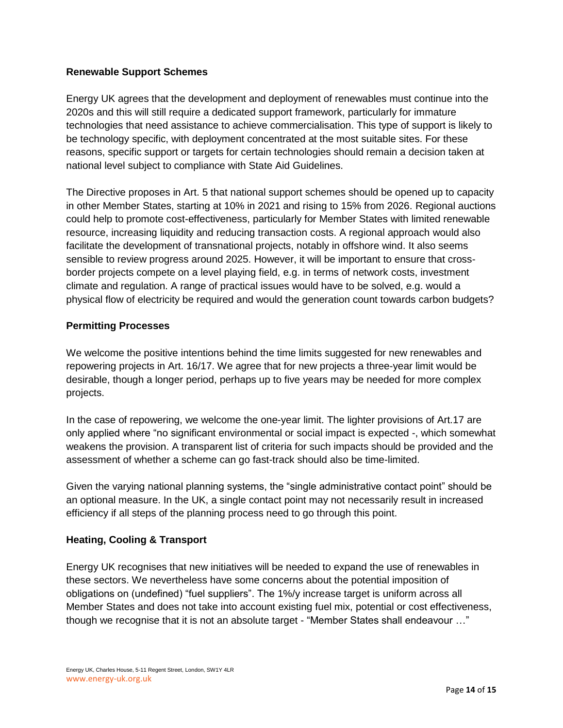**Renewable Support Schemes**

Energy UK agrees that the development and deployment of renewables must continue into the 2020s and this will still require a dedicated support framework, particularly for immature technologies that need assistance to achieve commercialisation. This type of support is likely to be technology specific, with deployment concentrated at the most suitable sites. For these reasons, specific support or targets for certain technologies should remain a decision taken at national level subject to compliance with State Aid Guidelines.

The Directive proposes in Art. 5 that national support schemes should be opened up to capacity in other Member States, starting at 10% in 2021 and rising to 15% from 2026. Regional auctions could help to promote cost-effectiveness, particularly for Member States with limited renewable resource, increasing liquidity and reducing transaction costs. A regional approach would also facilitate the development of transnational projects, notably in offshore wind. It also seems sensible to review progress around 2025. However, it will be important to ensure that cross-border projects compete on a level playing field, e.g. in terms of network costs, investment climate and regulation. A range of practical issues would have to be solved, e.g. would a physical flow of electricity be required and would the generation count towards carbon budgets?

**Permitting Processes**

We welcome the positive intentions behind the time limits suggested for new renewables and repowering projects in Art. 16/17. We agree that for new projects a three-year limit would be desirable, though a longer period, perhaps up to five years may be needed for more complex projects.

In the case of repowering, we welcome the one-year limit. The lighter provisions of Art.17 are only applied where "no significant environmental or social impact is expected -, which somewhat weakens the provision. A transparent list of criteria for such impacts should be provided and the assessment of whether a scheme can go fast-track should also be time-limited.

Given the varying national planning systems, the "single administrative contact point" should be an optional measure. In the UK, a single contact point may not necessarily result in increased efficiency if all steps of the planning process need to go through this point.

**Heating, Cooling & Transport**

Energy UK recognises that new initiatives will be needed to expand the use of renewables in these sectors. We nevertheless have some concerns about the potential imposition of obligations on (undefined) "fuel suppliers". The 1%/y increase target is uniform across all Member States and does not take into account existing fuel mix, potential or cost effectiveness, though we recognise that it is not an absolute target - "Member States shall endeavour …"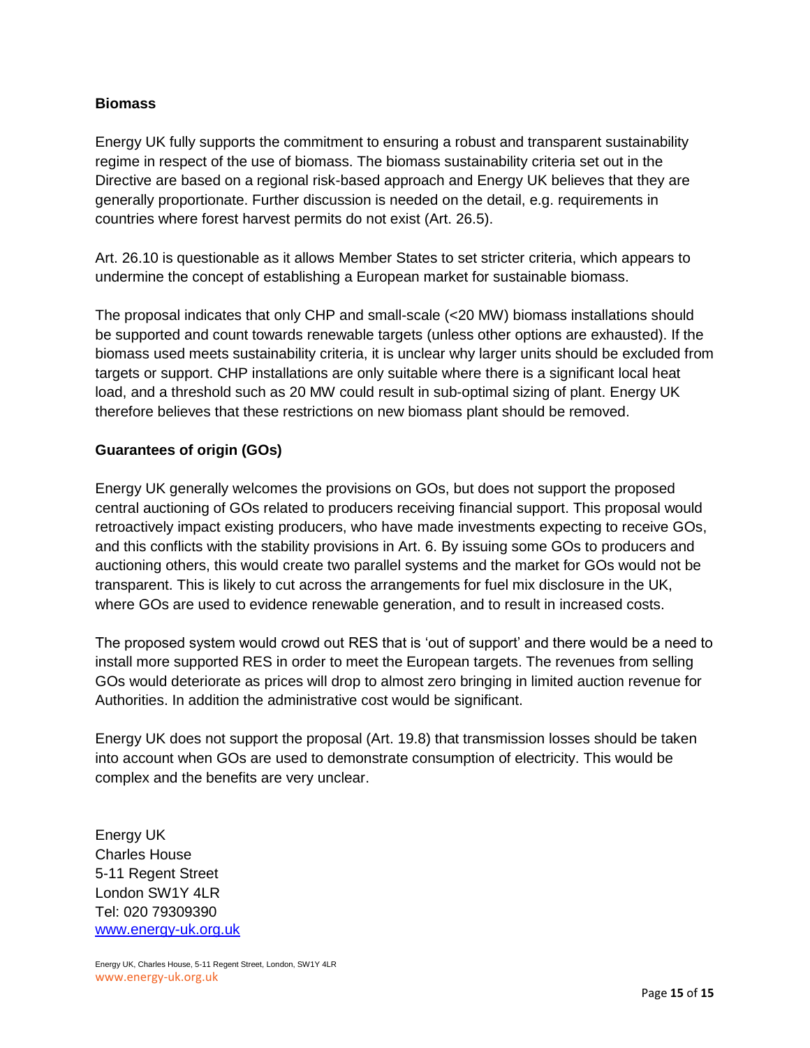**Biomass**

Energy UK fully supports the commitment to ensuring a robust and transparent sustainability regime in respect of the use of biomass. The biomass sustainability criteria set out in the Directive are based on a regional risk-based approach and Energy UK believes that they are generally proportionate. Further discussion is needed on the detail, e.g. requirements in countries where forest harvest permits do not exist (Art. 26.5).

Art. 26.10 is questionable as it allows Member States to set stricter criteria, which appears to undermine the concept of establishing a European market for sustainable biomass.

The proposal indicates that only CHP and small-scale (<20 MW) biomass installations should be supported and count towards renewable targets (unless other options are exhausted). If the biomass used meets sustainability criteria, it is unclear why larger units should be excluded from targets or support. CHP installations are only suitable where there is a significant local heat load, and a threshold such as 20 MW could result in sub-optimal sizing of plant. Energy UK therefore believes that these restrictions on new biomass plant should be removed.

**Guarantees of origin (GOs)**

Energy UK generally welcomes the provisions on GOs, but does not support the proposed central auctioning of GOs related to producers receiving financial support. This proposal would retroactively impact existing producers, who have made investments expecting to receive GOs, and this conflicts with the stability provisions in Art. 6. By issuing some GOs to producers and auctioning others, this would create two parallel systems and the market for GOs would not be transparent. This is likely to cut across the arrangements for fuel mix disclosure in the UK, where GOs are used to evidence renewable generation, and to result in increased costs.

The proposed system would crowd out RES that is 'out of support' and there would be a need to install more supported RES in order to meet the European targets. The revenues from selling GOs would deteriorate as prices will drop to almost zero bringing in limited auction revenue for Authorities. In addition the administrative cost would be significant.

Energy UK does not support the proposal (Art. 19.8) that transmission losses should be taken into account when GOs are used to demonstrate consumption of electricity. This would be complex and the benefits are very unclear.

Energy UK
Charles House
5-11 Regent Street
London SW1Y 4LR
Tel: 020 79309390
[www.energy-uk.org.uk](http://www.energy-uk.org.uk)